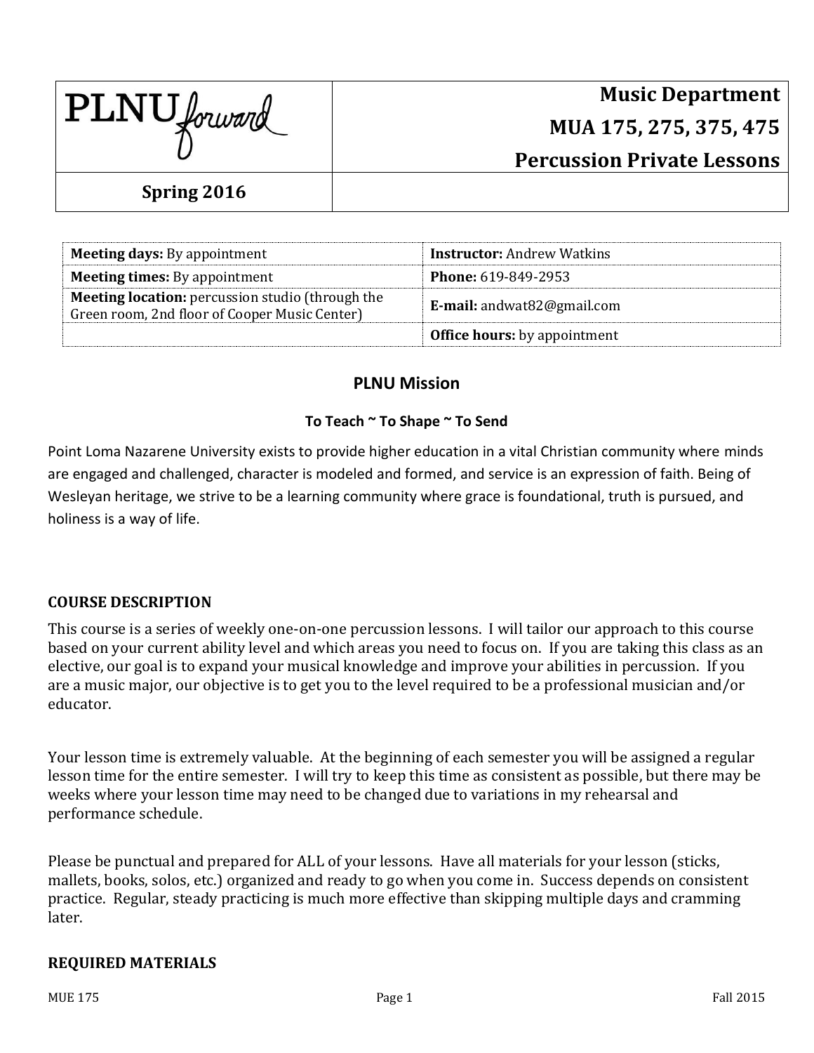| PLNU forward | Music Department<br>MUA 175, 275, 375, 475<br>Percussion Private Lessons |
|---|---|
| **Spring 2016** | |

| | |
|---|---|
| **Meeting days:** By appointment | **Instructor:** Andrew Watkins |
| **Meeting times:** By appointment | **Phone:** 619-849-2953 |
| **Meeting location:** percussion studio (through the Green room, 2nd floor of Cooper Music Center) | **E-mail:** andwat82@gmail.com |
| | **Office hours:** by appointment |

## PLNU Mission

**To Teach ~ To Shape ~ To Send**

Point Loma Nazarene University exists to provide higher education in a vital Christian community where minds are engaged and challenged, character is modeled and formed, and service is an expression of faith. Being of Wesleyan heritage, we strive to be a learning community where grace is foundational, truth is pursued, and holiness is a way of life.

### COURSE DESCRIPTION

This course is a series of weekly one-on-one percussion lessons. I will tailor our approach to this course based on your current ability level and which areas you need to focus on. If you are taking this class as an elective, our goal is to expand your musical knowledge and improve your abilities in percussion. If you are a music major, our objective is to get you to the level required to be a professional musician and/or educator.

Your lesson time is extremely valuable. At the beginning of each semester you will be assigned a regular lesson time for the entire semester. I will try to keep this time as consistent as possible, but there may be weeks where your lesson time may need to be changed due to variations in my rehearsal and performance schedule.

Please be punctual and prepared for ALL of your lessons. Have all materials for your lesson (sticks, mallets, books, solos, etc.) organized and ready to go when you come in. Success depends on consistent practice. Regular, steady practicing is much more effective than skipping multiple days and cramming later.

### REQUIRED MATERIALS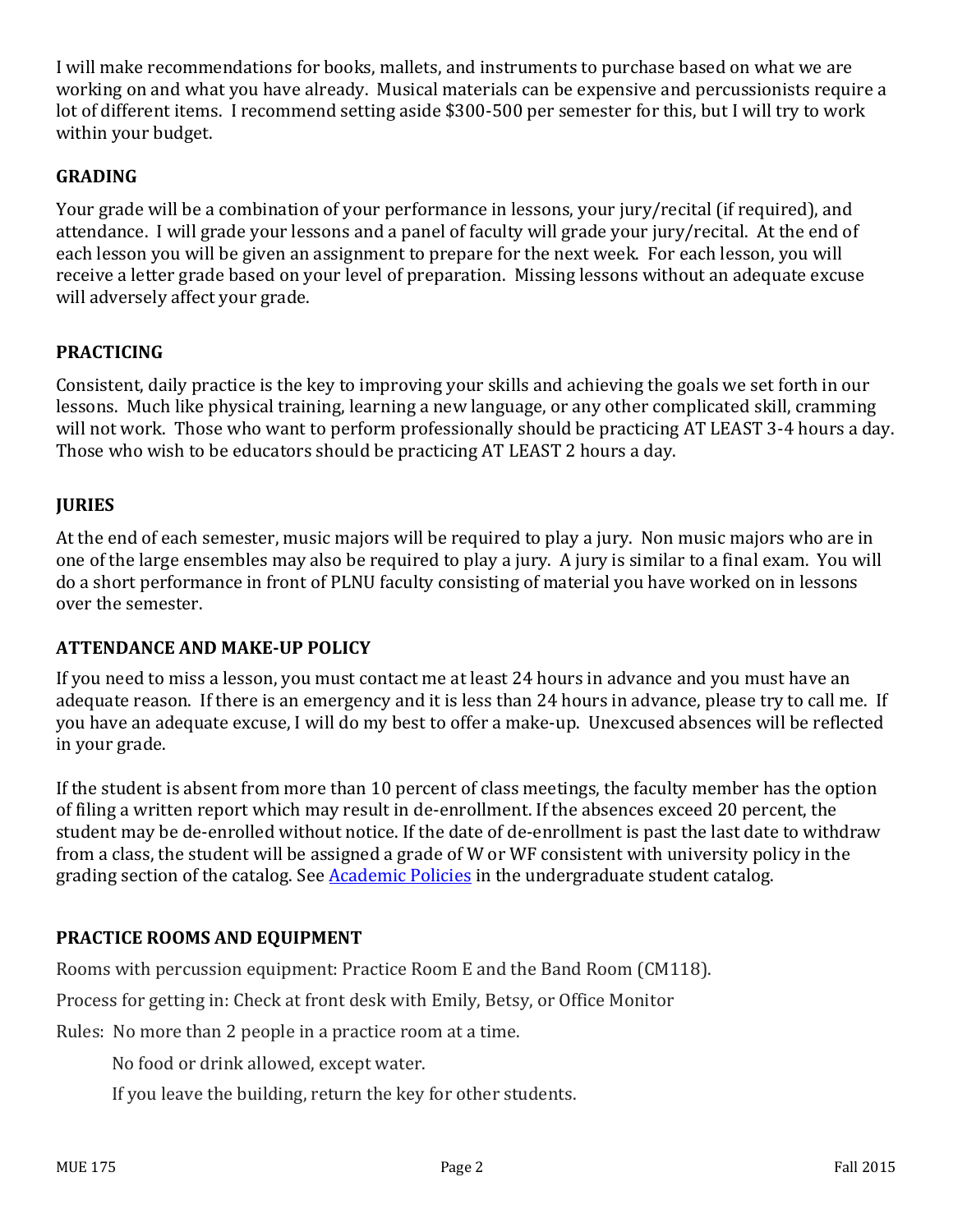I will make recommendations for books, mallets, and instruments to purchase based on what we are working on and what you have already. Musical materials can be expensive and percussionists require a lot of different items. I recommend setting aside $300-500 per semester for this, but I will try to work within your budget.

## GRADING

Your grade will be a combination of your performance in lessons, your jury/recital (if required), and attendance. I will grade your lessons and a panel of faculty will grade your jury/recital. At the end of each lesson you will be given an assignment to prepare for the next week. For each lesson, you will receive a letter grade based on your level of preparation. Missing lessons without an adequate excuse will adversely affect your grade.

## PRACTICING

Consistent, daily practice is the key to improving your skills and achieving the goals we set forth in our lessons. Much like physical training, learning a new language, or any other complicated skill, cramming will not work. Those who want to perform professionally should be practicing AT LEAST 3-4 hours a day. Those who wish to be educators should be practicing AT LEAST 2 hours a day.

## JURIES

At the end of each semester, music majors will be required to play a jury. Non music majors who are in one of the large ensembles may also be required to play a jury. A jury is similar to a final exam. You will do a short performance in front of PLNU faculty consisting of material you have worked on in lessons over the semester.

## ATTENDANCE AND MAKE-UP POLICY

If you need to miss a lesson, you must contact me at least 24 hours in advance and you must have an adequate reason. If there is an emergency and it is less than 24 hours in advance, please try to call me. If you have an adequate excuse, I will do my best to offer a make-up. Unexcused absences will be reflected in your grade.

If the student is absent from more than 10 percent of class meetings, the faculty member has the option of filing a written report which may result in de-enrollment. If the absences exceed 20 percent, the student may be de-enrolled without notice. If the date of de-enrollment is past the last date to withdraw from a class, the student will be assigned a grade of W or WF consistent with university policy in the grading section of the catalog. See [Academic Policies] in the undergraduate student catalog.

## PRACTICE ROOMS AND EQUIPMENT

Rooms with percussion equipment: Practice Room E and the Band Room (CM118).

Process for getting in: Check at front desk with Emily, Betsy, or Office Monitor

Rules: No more than 2 people in a practice room at a time.

No food or drink allowed, except water.

If you leave the building, return the key for other students.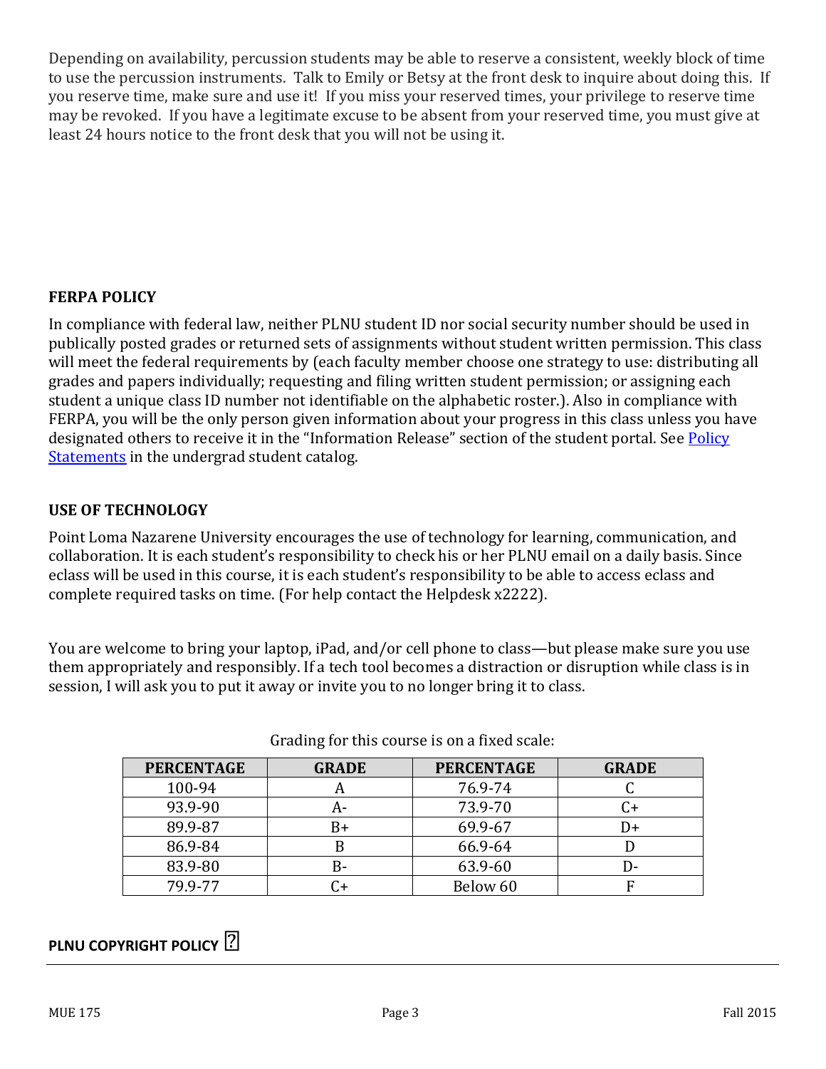Depending on availability, percussion students may be able to reserve a consistent, weekly block of time to use the percussion instruments. Talk to Emily or Betsy at the front desk to inquire about doing this. If you reserve time, make sure and use it! If you miss your reserved times, your privilege to reserve time may be revoked. If you have a legitimate excuse to be absent from your reserved time, you must give at least 24 hours notice to the front desk that you will not be using it.

**FERPA POLICY**

In compliance with federal law, neither PLNU student ID nor social security number should be used in publically posted grades or returned sets of assignments without student written permission. This class will meet the federal requirements by (each faculty member choose one strategy to use: distributing all grades and papers individually; requesting and filing written student permission; or assigning each student a unique class ID number not identifiable on the alphabetic roster.). Also in compliance with FERPA, you will be the only person given information about your progress in this class unless you have designated others to receive it in the "Information Release" section of the student portal. See [Policy Statements] in the undergrad student catalog.

**USE OF TECHNOLOGY**

Point Loma Nazarene University encourages the use of technology for learning, communication, and collaboration. It is each student's responsibility to check his or her PLNU email on a daily basis. Since eclass will be used in this course, it is each student's responsibility to be able to access eclass and complete required tasks on time. (For help contact the Helpdesk x2222).

You are welcome to bring your laptop, iPad, and/or cell phone to class—but please make sure you use them appropriately and responsibly. If a tech tool becomes a distraction or disruption while class is in session, I will ask you to put it away or invite you to no longer bring it to class.

Grading for this course is on a fixed scale:

| PERCENTAGE | GRADE | PERCENTAGE | GRADE |
|---|---|---|---|
| 100-94 | A | 76.9-74 | C |
| 93.9-90 | A- | 73.9-70 | C+ |
| 89.9-87 | B+ | 69.9-67 | D+ |
| 86.9-84 | B | 66.9-64 | D |
| 83.9-80 | B- | 63.9-60 | D- |
| 79.9-77 | C+ | Below 60 | F |

**PLNU COPYRIGHT POLICY**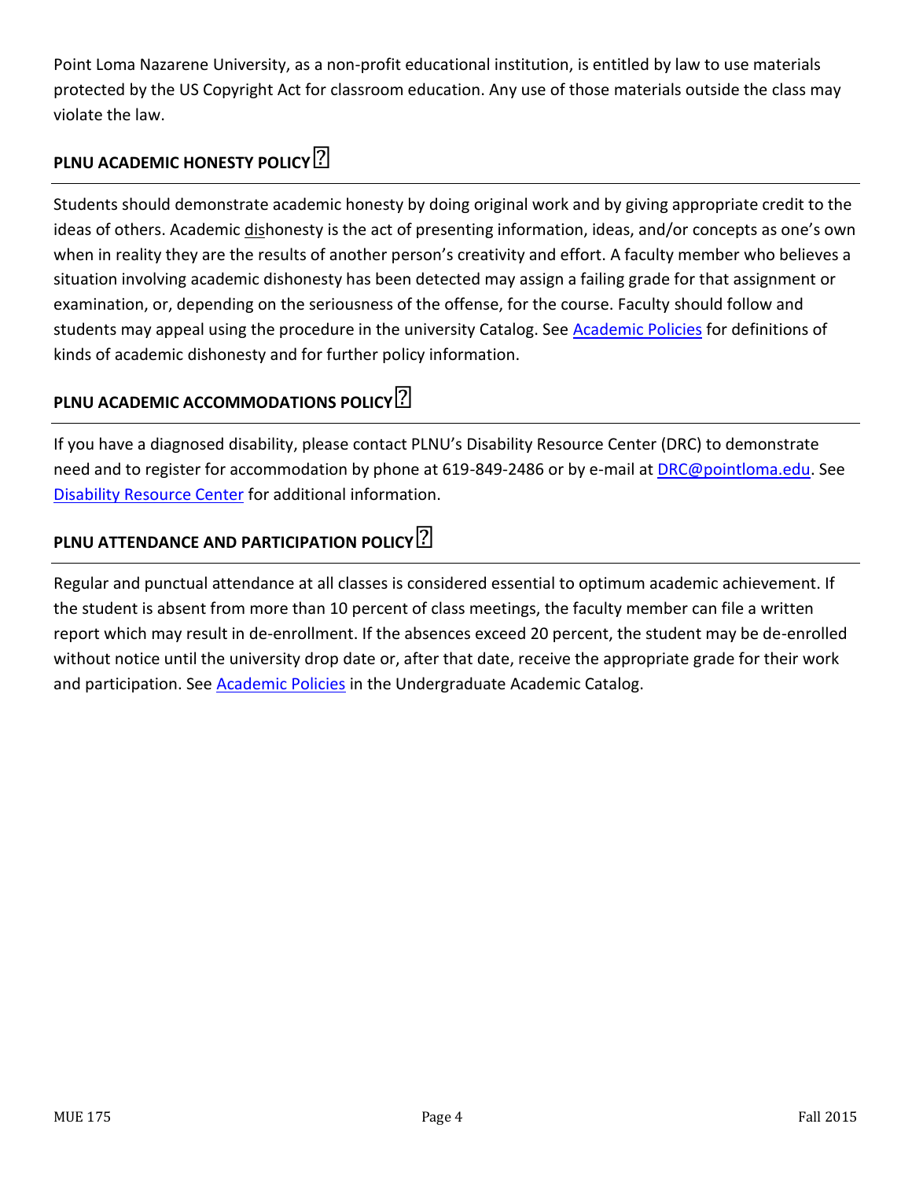Point Loma Nazarene University, as a non-profit educational institution, is entitled by law to use materials protected by the US Copyright Act for classroom education. Any use of those materials outside the class may violate the law.

## PLNU ACADEMIC HONESTY POLICY

Students should demonstrate academic honesty by doing original work and by giving appropriate credit to the ideas of others. Academic dishonesty is the act of presenting information, ideas, and/or concepts as one's own when in reality they are the results of another person's creativity and effort. A faculty member who believes a situation involving academic dishonesty has been detected may assign a failing grade for that assignment or examination, or, depending on the seriousness of the offense, for the course. Faculty should follow and students may appeal using the procedure in the university Catalog. See Academic Policies for definitions of kinds of academic dishonesty and for further policy information.

## PLNU ACADEMIC ACCOMMODATIONS POLICY

If you have a diagnosed disability, please contact PLNU's Disability Resource Center (DRC) to demonstrate need and to register for accommodation by phone at 619-849-2486 or by e-mail at DRC@pointloma.edu. See Disability Resource Center for additional information.

## PLNU ATTENDANCE AND PARTICIPATION POLICY

Regular and punctual attendance at all classes is considered essential to optimum academic achievement. If the student is absent from more than 10 percent of class meetings, the faculty member can file a written report which may result in de-enrollment. If the absences exceed 20 percent, the student may be de-enrolled without notice until the university drop date or, after that date, receive the appropriate grade for their work and participation. See Academic Policies in the Undergraduate Academic Catalog.